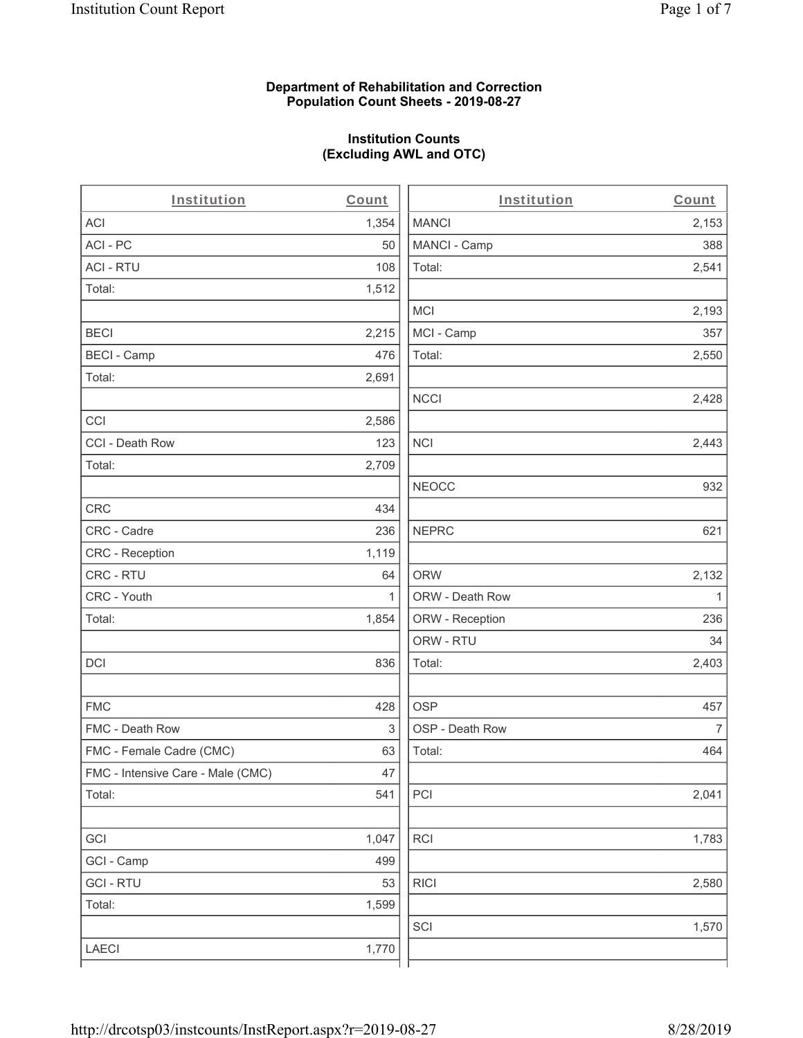**Department of Rehabilitation and Correction**
**Population Count Sheets - 2019-08-27**

**Institution Counts**
**(Excluding AWL and OTC)**

| Institution | Count |
|---|---|
| ACI | 1,354 |
| ACI - PC | 50 |
| ACI - RTU | 108 |
| Total: | 1,512 |
| | |
| BECI | 2,215 |
| BECI - Camp | 476 |
| Total: | 2,691 |
| | |
| CCI | 2,586 |
| CCI - Death Row | 123 |
| Total: | 2,709 |
| | |
| CRC | 434 |
| CRC - Cadre | 236 |
| CRC - Reception | 1,119 |
| CRC - RTU | 64 |
| CRC - Youth | 1 |
| Total: | 1,854 |
| | |
| DCI | 836 |
| | |
| FMC | 428 |
| FMC - Death Row | 3 |
| FMC - Female Cadre (CMC) | 63 |
| FMC - Intensive Care - Male (CMC) | 47 |
| Total: | 541 |
| | |
| GCI | 1,047 |
| GCI - Camp | 499 |
| GCI - RTU | 53 |
| Total: | 1,599 |
| | |
| LAECI | 1,770 |
| | |
| MANCI | 2,153 |
| MANCI - Camp | 388 |
| Total: | 2,541 |
| | |
| MCI | 2,193 |
| MCI - Camp | 357 |
| Total: | 2,550 |
| | |
| NCCI | 2,428 |
| | |
| NCI | 2,443 |
| | |
| NEOCC | 932 |
| | |
| NEPRC | 621 |
| | |
| ORW | 2,132 |
| ORW - Death Row | 1 |
| ORW - Reception | 236 |
| ORW - RTU | 34 |
| Total: | 2,403 |
| | |
| OSP | 457 |
| OSP - Death Row | 7 |
| Total: | 464 |
| | |
| PCI | 2,041 |
| | |
| RCI | 1,783 |
| | |
| RICI | 2,580 |
| | |
| SCI | 1,570 |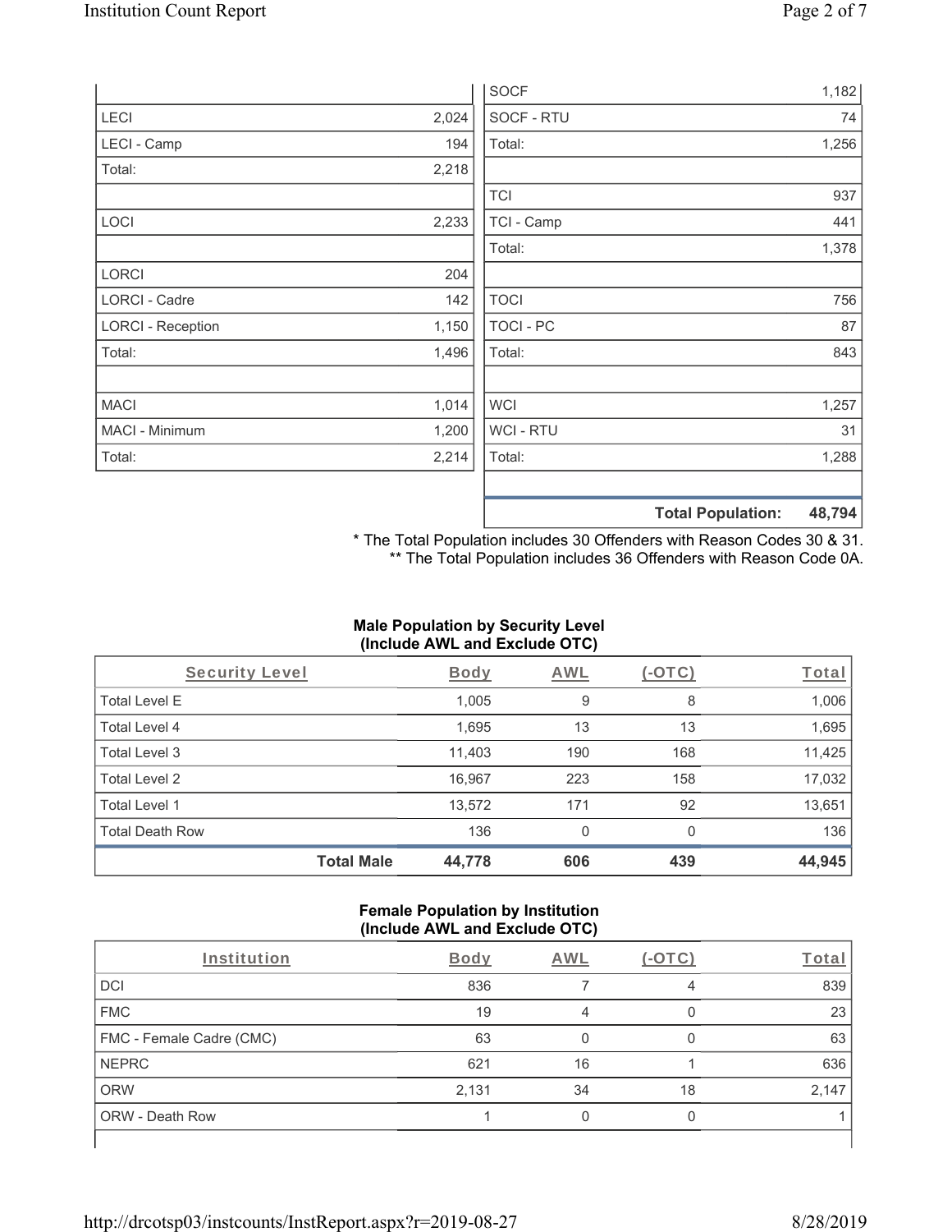| | |
|---|---|
| LECI | 2,024 |
| LECI - Camp | 194 |
| Total: | 2,218 |
| | |
| LOCI | 2,233 |
| | |
| LORCI | 204 |
| LORCI - Cadre | 142 |
| LORCI - Reception | 1,150 |
| Total: | 1,496 |
| | |
| MACI | 1,014 |
| MACI - Minimum | 1,200 |
| Total: | 2,214 |

| | |
|---|---|
| SOCF | 1,182 |
| SOCF - RTU | 74 |
| Total: | 1,256 |
| | |
| TCI | 937 |
| TCI - Camp | 441 |
| Total: | 1,378 |
| | |
| TOCI | 756 |
| TOCI - PC | 87 |
| Total: | 843 |
| | |
| WCI | 1,257 |
| WCI - RTU | 31 |
| Total: | 1,288 |
| | |
| **Total Population:** | **48,794** |

* The Total Population includes 30 Offenders with Reason Codes 30 & 31.
** The Total Population includes 36 Offenders with Reason Code 0A.

**Male Population by Security Level (Include AWL and Exclude OTC)**

| Security Level | Body | AWL | (-OTC) | Total |
|---|---|---|---|---|
| Total Level E | 1,005 | 9 | 8 | 1,006 |
| Total Level 4 | 1,695 | 13 | 13 | 1,695 |
| Total Level 3 | 11,403 | 190 | 168 | 11,425 |
| Total Level 2 | 16,967 | 223 | 158 | 17,032 |
| Total Level 1 | 13,572 | 171 | 92 | 13,651 |
| Total Death Row | 136 | 0 | 0 | 136 |
| **Total Male** | **44,778** | **606** | **439** | **44,945** |

**Female Population by Institution (Include AWL and Exclude OTC)**

| Institution | Body | AWL | (-OTC) | Total |
|---|---|---|---|---|
| DCI | 836 | 7 | 4 | 839 |
| FMC | 19 | 4 | 0 | 23 |
| FMC - Female Cadre (CMC) | 63 | 0 | 0 | 63 |
| NEPRC | 621 | 16 | 1 | 636 |
| ORW | 2,131 | 34 | 18 | 2,147 |
| ORW - Death Row | 1 | 0 | 0 | 1 |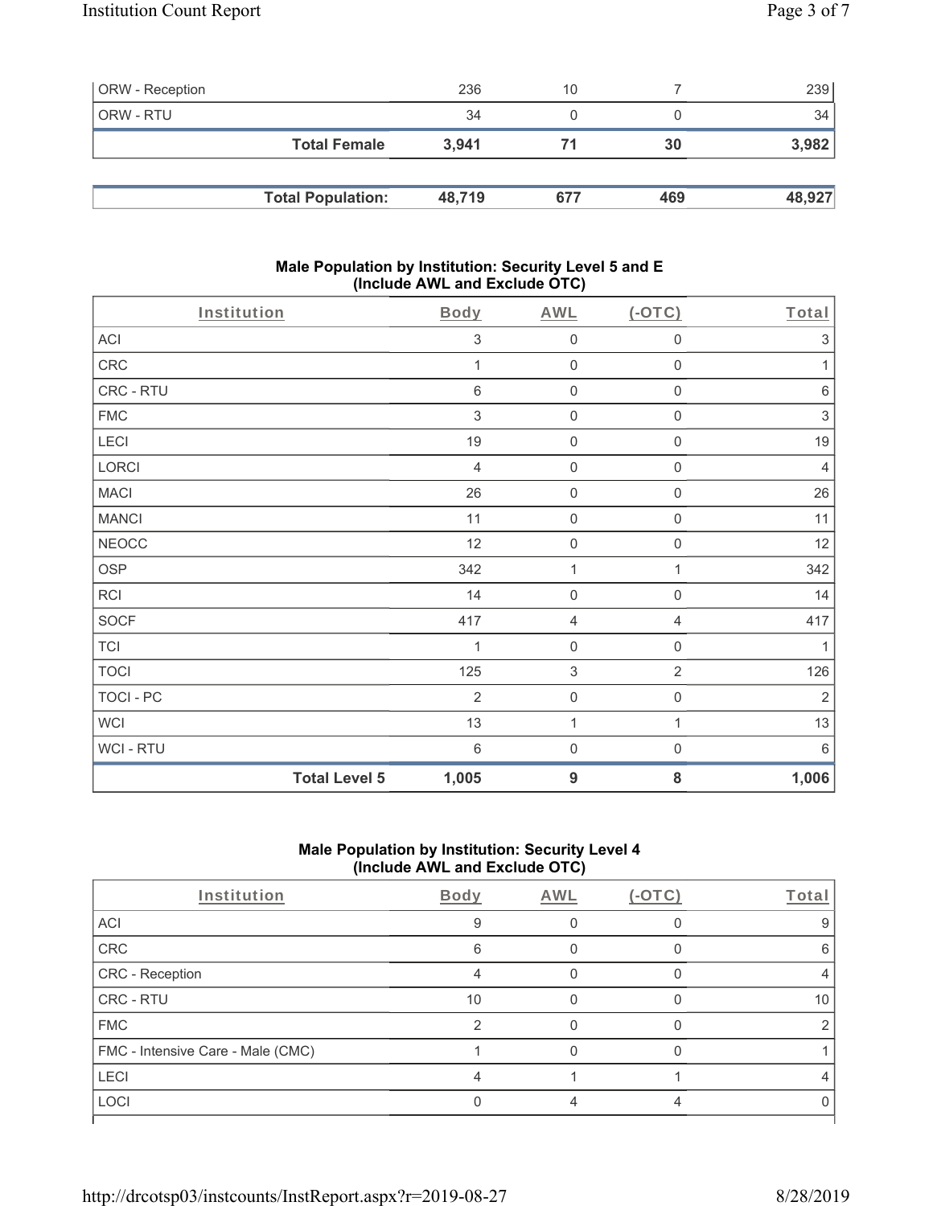| ORW - Reception | 236 | 10 | 7 | 239 |
|---|---|---|---|---|
| ORW - RTU | 34 | 0 | 0 | 34 |
| **Total Female** | **3,941** | **71** | **30** | **3,982** |

| **Total Population:** | **48,719** | **677** | **469** | **48,927** |
|---|---|---|---|---|

### Male Population by Institution: Security Level 5 and E (Include AWL and Exclude OTC)

| Institution | Body | AWL | (-OTC) | Total |
|---|---|---|---|---|
| ACI | 3 | 0 | 0 | 3 |
| CRC | 1 | 0 | 0 | 1 |
| CRC - RTU | 6 | 0 | 0 | 6 |
| FMC | 3 | 0 | 0 | 3 |
| LECI | 19 | 0 | 0 | 19 |
| LORCI | 4 | 0 | 0 | 4 |
| MACI | 26 | 0 | 0 | 26 |
| MANCI | 11 | 0 | 0 | 11 |
| NEOCC | 12 | 0 | 0 | 12 |
| OSP | 342 | 1 | 1 | 342 |
| RCI | 14 | 0 | 0 | 14 |
| SOCF | 417 | 4 | 4 | 417 |
| TCI | 1 | 0 | 0 | 1 |
| TOCI | 125 | 3 | 2 | 126 |
| TOCI - PC | 2 | 0 | 0 | 2 |
| WCI | 13 | 1 | 1 | 13 |
| WCI - RTU | 6 | 0 | 0 | 6 |
| **Total Level 5** | **1,005** | **9** | **8** | **1,006** |

### Male Population by Institution: Security Level 4 (Include AWL and Exclude OTC)

| Institution | Body | AWL | (-OTC) | Total |
|---|---|---|---|---|
| ACI | 9 | 0 | 0 | 9 |
| CRC | 6 | 0 | 0 | 6 |
| CRC - Reception | 4 | 0 | 0 | 4 |
| CRC - RTU | 10 | 0 | 0 | 10 |
| FMC | 2 | 0 | 0 | 2 |
| FMC - Intensive Care - Male (CMC) | 1 | 0 | 0 | 1 |
| LECI | 4 | 1 | 1 | 4 |
| LOCI | 0 | 4 | 4 | 0 |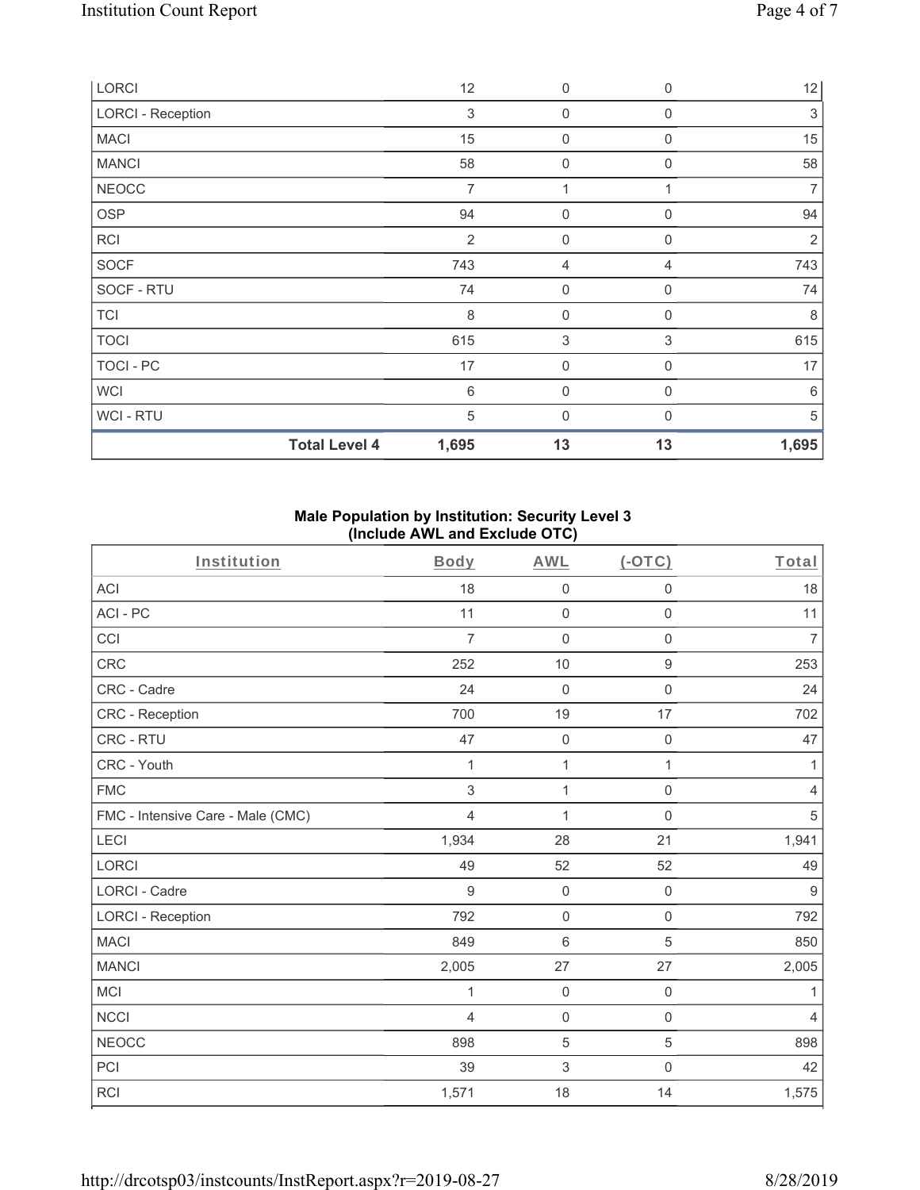| | | | | |
|---|---|---|---|---|
| LORCI | 12 | 0 | 0 | 12 |
| LORCI - Reception | 3 | 0 | 0 | 3 |
| MACI | 15 | 0 | 0 | 15 |
| MANCI | 58 | 0 | 0 | 58 |
| NEOCC | 7 | 1 | 1 | 7 |
| OSP | 94 | 0 | 0 | 94 |
| RCI | 2 | 0 | 0 | 2 |
| SOCF | 743 | 4 | 4 | 743 |
| SOCF - RTU | 74 | 0 | 0 | 74 |
| TCI | 8 | 0 | 0 | 8 |
| TOCI | 615 | 3 | 3 | 615 |
| TOCI - PC | 17 | 0 | 0 | 17 |
| WCI | 6 | 0 | 0 | 6 |
| WCI - RTU | 5 | 0 | 0 | 5 |
| **Total Level 4** | **1,695** | **13** | **13** | **1,695** |

**Male Population by Institution: Security Level 3 (Include AWL and Exclude OTC)**

| Institution | Body | AWL | (-OTC) | Total |
|---|---|---|---|---|
| ACI | 18 | 0 | 0 | 18 |
| ACI - PC | 11 | 0 | 0 | 11 |
| CCI | 7 | 0 | 0 | 7 |
| CRC | 252 | 10 | 9 | 253 |
| CRC - Cadre | 24 | 0 | 0 | 24 |
| CRC - Reception | 700 | 19 | 17 | 702 |
| CRC - RTU | 47 | 0 | 0 | 47 |
| CRC - Youth | 1 | 1 | 1 | 1 |
| FMC | 3 | 1 | 0 | 4 |
| FMC - Intensive Care - Male (CMC) | 4 | 1 | 0 | 5 |
| LECI | 1,934 | 28 | 21 | 1,941 |
| LORCI | 49 | 52 | 52 | 49 |
| LORCI - Cadre | 9 | 0 | 0 | 9 |
| LORCI - Reception | 792 | 0 | 0 | 792 |
| MACI | 849 | 6 | 5 | 850 |
| MANCI | 2,005 | 27 | 27 | 2,005 |
| MCI | 1 | 0 | 0 | 1 |
| NCCI | 4 | 0 | 0 | 4 |
| NEOCC | 898 | 5 | 5 | 898 |
| PCI | 39 | 3 | 0 | 42 |
| RCI | 1,571 | 18 | 14 | 1,575 |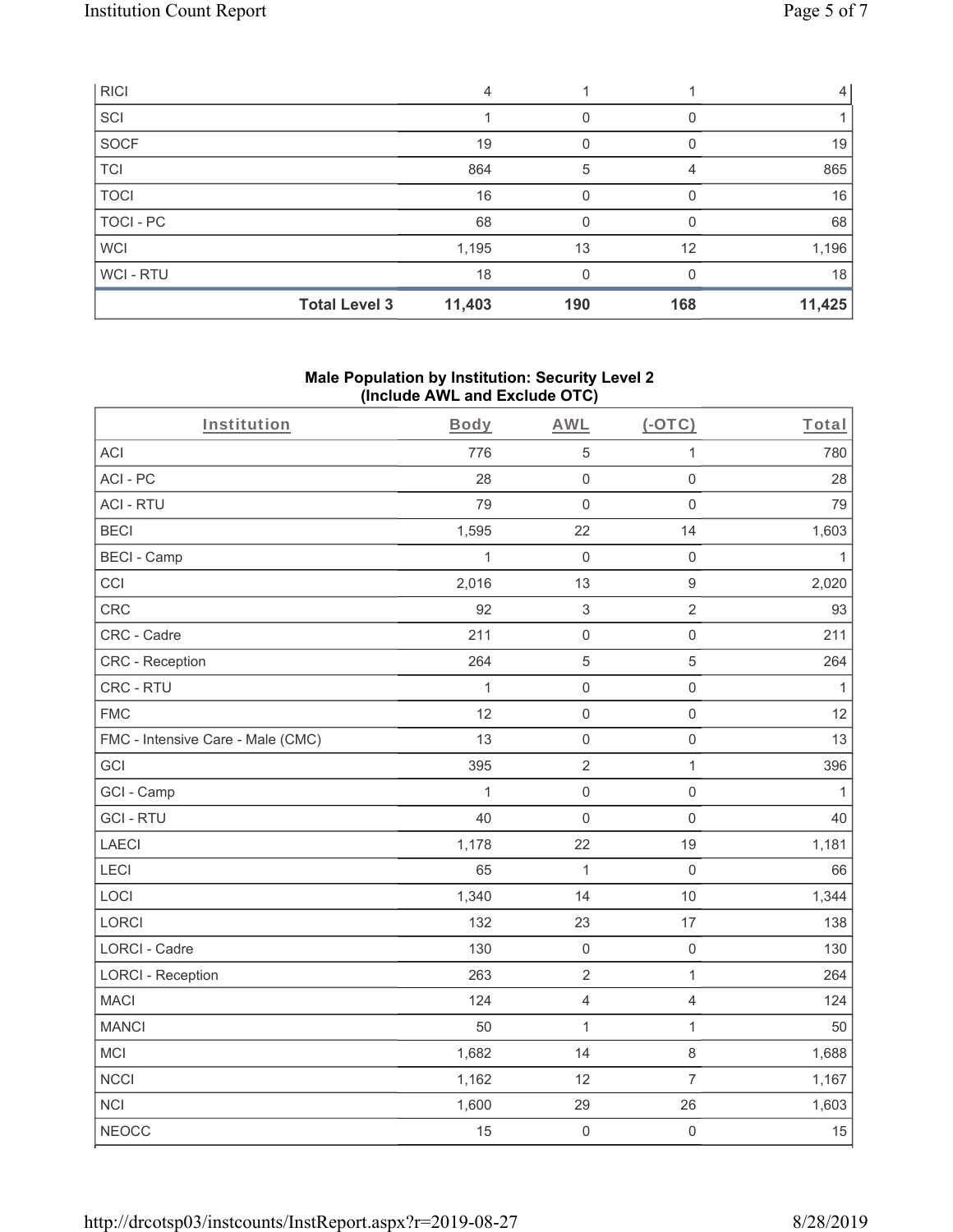| | | | | |
|---|---|---|---|---|
| RICI | 4 | 1 | 1 | 4 |
| SCI | 1 | 0 | 0 | 1 |
| SOCF | 19 | 0 | 0 | 19 |
| TCI | 864 | 5 | 4 | 865 |
| TOCI | 16 | 0 | 0 | 16 |
| TOCI - PC | 68 | 0 | 0 | 68 |
| WCI | 1,195 | 13 | 12 | 1,196 |
| WCI - RTU | 18 | 0 | 0 | 18 |
| **Total Level 3** | **11,403** | **190** | **168** | **11,425** |

**Male Population by Institution: Security Level 2 (Include AWL and Exclude OTC)**

| Institution | Body | AWL | (-OTC) | Total |
|---|---|---|---|---|
| ACI | 776 | 5 | 1 | 780 |
| ACI - PC | 28 | 0 | 0 | 28 |
| ACI - RTU | 79 | 0 | 0 | 79 |
| BECI | 1,595 | 22 | 14 | 1,603 |
| BECI - Camp | 1 | 0 | 0 | 1 |
| CCI | 2,016 | 13 | 9 | 2,020 |
| CRC | 92 | 3 | 2 | 93 |
| CRC - Cadre | 211 | 0 | 0 | 211 |
| CRC - Reception | 264 | 5 | 5 | 264 |
| CRC - RTU | 1 | 0 | 0 | 1 |
| FMC | 12 | 0 | 0 | 12 |
| FMC - Intensive Care - Male (CMC) | 13 | 0 | 0 | 13 |
| GCI | 395 | 2 | 1 | 396 |
| GCI - Camp | 1 | 0 | 0 | 1 |
| GCI - RTU | 40 | 0 | 0 | 40 |
| LAECI | 1,178 | 22 | 19 | 1,181 |
| LECI | 65 | 1 | 0 | 66 |
| LOCI | 1,340 | 14 | 10 | 1,344 |
| LORCI | 132 | 23 | 17 | 138 |
| LORCI - Cadre | 130 | 0 | 0 | 130 |
| LORCI - Reception | 263 | 2 | 1 | 264 |
| MACI | 124 | 4 | 4 | 124 |
| MANCI | 50 | 1 | 1 | 50 |
| MCI | 1,682 | 14 | 8 | 1,688 |
| NCCI | 1,162 | 12 | 7 | 1,167 |
| NCI | 1,600 | 29 | 26 | 1,603 |
| NEOCC | 15 | 0 | 0 | 15 |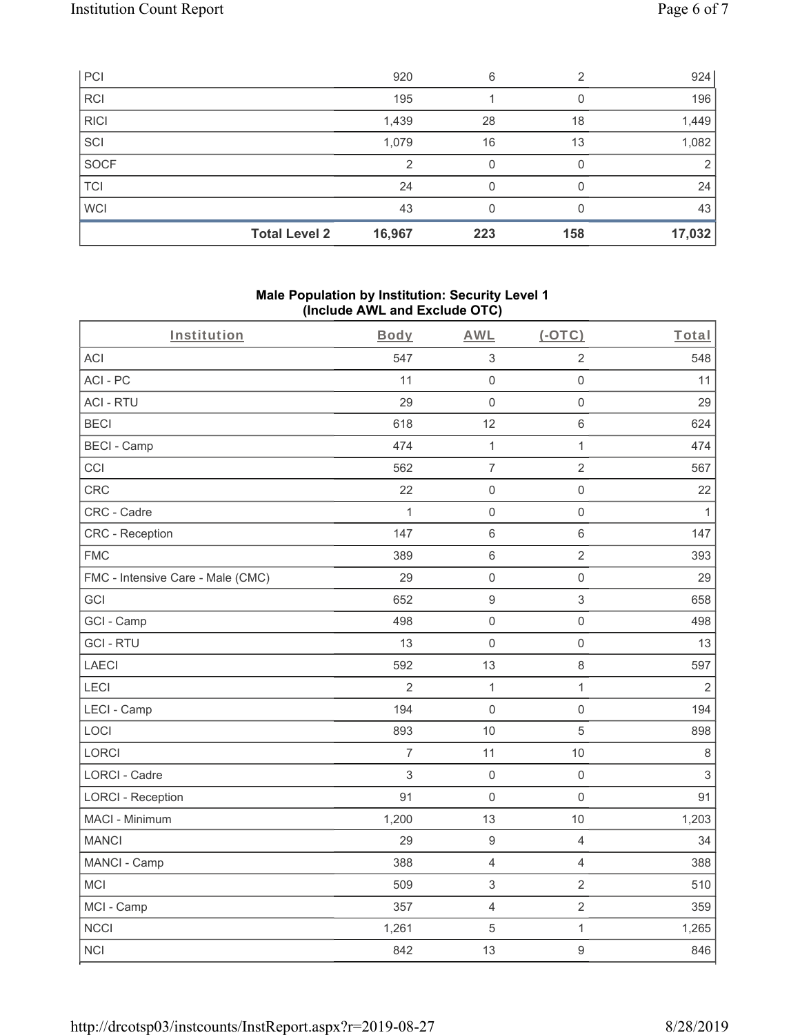| PCI | | 920 | 6 | 2 | 924 |
|---|---|---|---|---|---|
| RCI | | 195 | 1 | 0 | 196 |
| RICI | | 1,439 | 28 | 18 | 1,449 |
| SCI | | 1,079 | 16 | 13 | 1,082 |
| SOCF | | 2 | 0 | 0 | 2 |
| TCI | | 24 | 0 | 0 | 24 |
| WCI | | 43 | 0 | 0 | 43 |
| | **Total Level 2** | **16,967** | **223** | **158** | **17,032** |

### Male Population by Institution: Security Level 1 (Include AWL and Exclude OTC)

| Institution | Body | AWL | (-OTC) | Total |
|---|---|---|---|---|
| ACI | 547 | 3 | 2 | 548 |
| ACI - PC | 11 | 0 | 0 | 11 |
| ACI - RTU | 29 | 0 | 0 | 29 |
| BECI | 618 | 12 | 6 | 624 |
| BECI - Camp | 474 | 1 | 1 | 474 |
| CCI | 562 | 7 | 2 | 567 |
| CRC | 22 | 0 | 0 | 22 |
| CRC - Cadre | 1 | 0 | 0 | 1 |
| CRC - Reception | 147 | 6 | 6 | 147 |
| FMC | 389 | 6 | 2 | 393 |
| FMC - Intensive Care - Male (CMC) | 29 | 0 | 0 | 29 |
| GCI | 652 | 9 | 3 | 658 |
| GCI - Camp | 498 | 0 | 0 | 498 |
| GCI - RTU | 13 | 0 | 0 | 13 |
| LAECI | 592 | 13 | 8 | 597 |
| LECI | 2 | 1 | 1 | 2 |
| LECI - Camp | 194 | 0 | 0 | 194 |
| LOCI | 893 | 10 | 5 | 898 |
| LORCI | 7 | 11 | 10 | 8 |
| LORCI - Cadre | 3 | 0 | 0 | 3 |
| LORCI - Reception | 91 | 0 | 0 | 91 |
| MACI - Minimum | 1,200 | 13 | 10 | 1,203 |
| MANCI | 29 | 9 | 4 | 34 |
| MANCI - Camp | 388 | 4 | 4 | 388 |
| MCI | 509 | 3 | 2 | 510 |
| MCI - Camp | 357 | 4 | 2 | 359 |
| NCCI | 1,261 | 5 | 1 | 1,265 |
| NCI | 842 | 13 | 9 | 846 |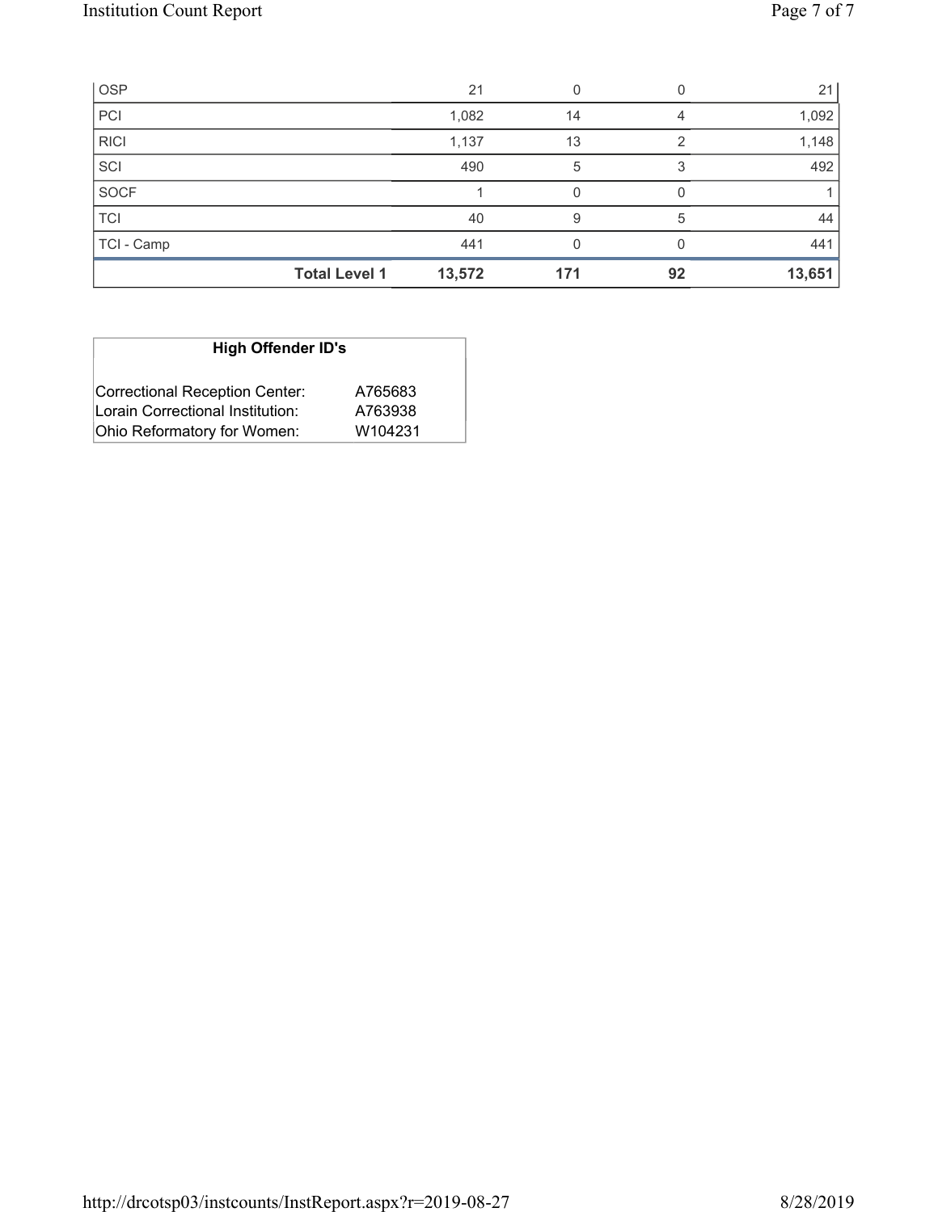| | | | | |
|---|---|---|---|---|
| OSP | 21 | 0 | 0 | 21 |
| PCI | 1,082 | 14 | 4 | 1,092 |
| RICI | 1,137 | 13 | 2 | 1,148 |
| SCI | 490 | 5 | 3 | 492 |
| SOCF | 1 | 0 | 0 | 1 |
| TCI | 40 | 9 | 5 | 44 |
| TCI - Camp | 441 | 0 | 0 | 441 |
| **Total Level 1** | **13,572** | **171** | **92** | **13,651** |

| High Offender ID's | |
|---|---|
| Correctional Reception Center: | A765683 |
| Lorain Correctional Institution: | A763938 |
| Ohio Reformatory for Women: | W104231 |